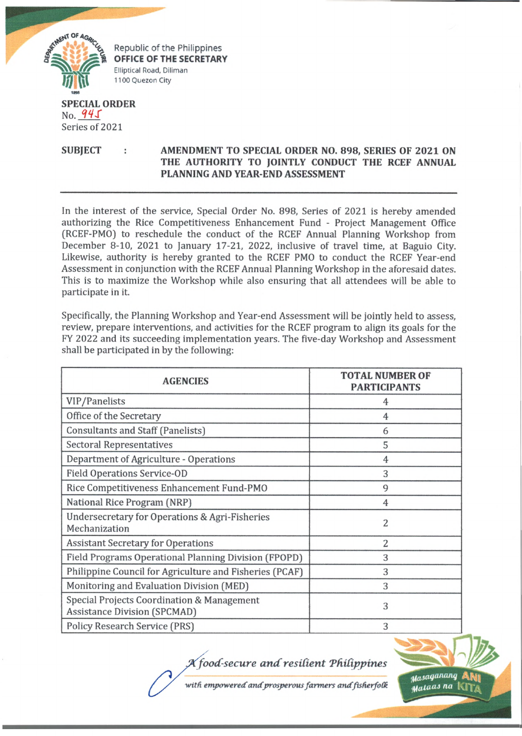Republic of the Philippines
**OFFICE OF THE SECRETARY**
Elliptical Road, Diliman
1100 Quezon City

**SPECIAL ORDER**
No. 945
Series of 2021

**SUBJECT : AMENDMENT TO SPECIAL ORDER NO. 898, SERIES OF 2021 ON THE AUTHORITY TO JOINTLY CONDUCT THE RCEF ANNUAL PLANNING AND YEAR-END ASSESSMENT**

---

In the interest of the service, Special Order No. 898, Series of 2021 is hereby amended authorizing the Rice Competitiveness Enhancement Fund - Project Management Office (RCEF-PMO) to reschedule the conduct of the RCEF Annual Planning Workshop from December 8-10, 2021 to January 17-21, 2022, inclusive of travel time, at Baguio City. Likewise, authority is hereby granted to the RCEF PMO to conduct the RCEF Year-end Assessment in conjunction with the RCEF Annual Planning Workshop in the aforesaid dates. This is to maximize the Workshop while also ensuring that all attendees will be able to participate in it.

Specifically, the Planning Workshop and Year-end Assessment will be jointly held to assess, review, prepare interventions, and activities for the RCEF program to align its goals for the FY 2022 and its succeeding implementation years. The five-day Workshop and Assessment shall be participated in by the following:

| AGENCIES | TOTAL NUMBER OF PARTICIPANTS |
|---|---|
| VIP/Panelists | 4 |
| Office of the Secretary | 4 |
| Consultants and Staff (Panelists) | 6 |
| Sectoral Representatives | 5 |
| Department of Agriculture - Operations | 4 |
| Field Operations Service-OD | 3 |
| Rice Competitiveness Enhancement Fund-PMO | 9 |
| National Rice Program (NRP) | 4 |
| Undersecretary for Operations & Agri-Fisheries Mechanization | 2 |
| Assistant Secretary for Operations | 2 |
| Field Programs Operational Planning Division (FPOPD) | 3 |
| Philippine Council for Agriculture and Fisheries (PCAF) | 3 |
| Monitoring and Evaluation Division (MED) | 3 |
| Special Projects Coordination & Management Assistance Division (SPCMAD) | 3 |
| Policy Research Service (PRS) | 3 |

*A food-secure and resilient Philippines with empowered and prosperous farmers and fisherfolk*

Masaganang ANI Mataas na KITA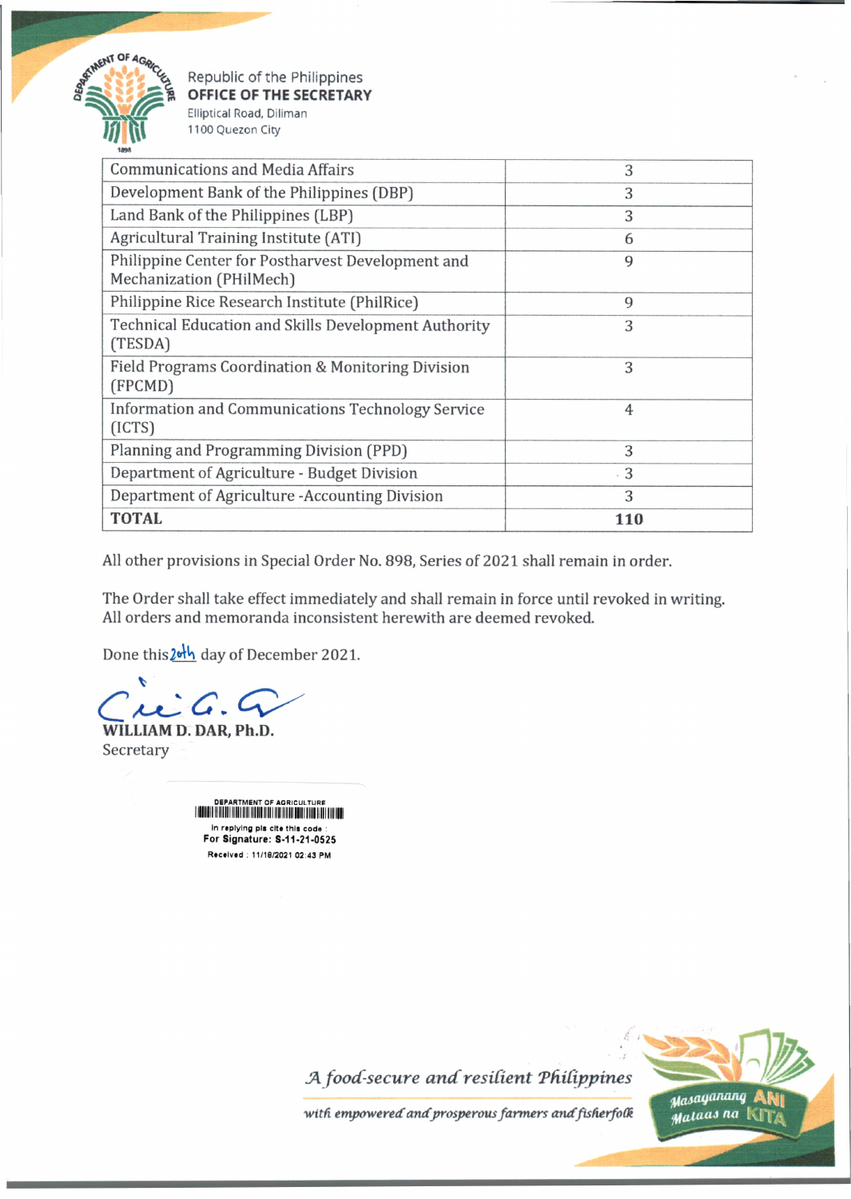Republic of the Philippines
**OFFICE OF THE SECRETARY**
Elliptical Road, Diliman
1100 Quezon City

| | |
|---|---|
| Communications and Media Affairs | 3 |
| Development Bank of the Philippines (DBP) | 3 |
| Land Bank of the Philippines (LBP) | 3 |
| Agricultural Training Institute (ATI) | 6 |
| Philippine Center for Postharvest Development and Mechanization (PHilMech) | 9 |
| Philippine Rice Research Institute (PhilRice) | 9 |
| Technical Education and Skills Development Authority (TESDA) | 3 |
| Field Programs Coordination & Monitoring Division (FPCMD) | 3 |
| Information and Communications Technology Service (ICTS) | 4 |
| Planning and Programming Division (PPD) | 3 |
| Department of Agriculture - Budget Division | 3 |
| Department of Agriculture -Accounting Division | 3 |
| **TOTAL** | **110** |

All other provisions in Special Order No. 898, Series of 2021 shall remain in order.

The Order shall take effect immediately and shall remain in force until revoked in writing. All orders and memoranda inconsistent herewith are deemed revoked.

Done this 20th day of December 2021.

**WILLIAM D. DAR, Ph.D.**
Secretary

DEPARTMENT OF AGRICULTURE
In replying pls cite this code :
**For Signature: S-11-21-0525**
Received : 11/18/2021 02:43 PM

*A food-secure and resilient Philippines*
*with empowered and prosperous farmers and fisherfolk*

Masaganang ANI Mataas na KITA